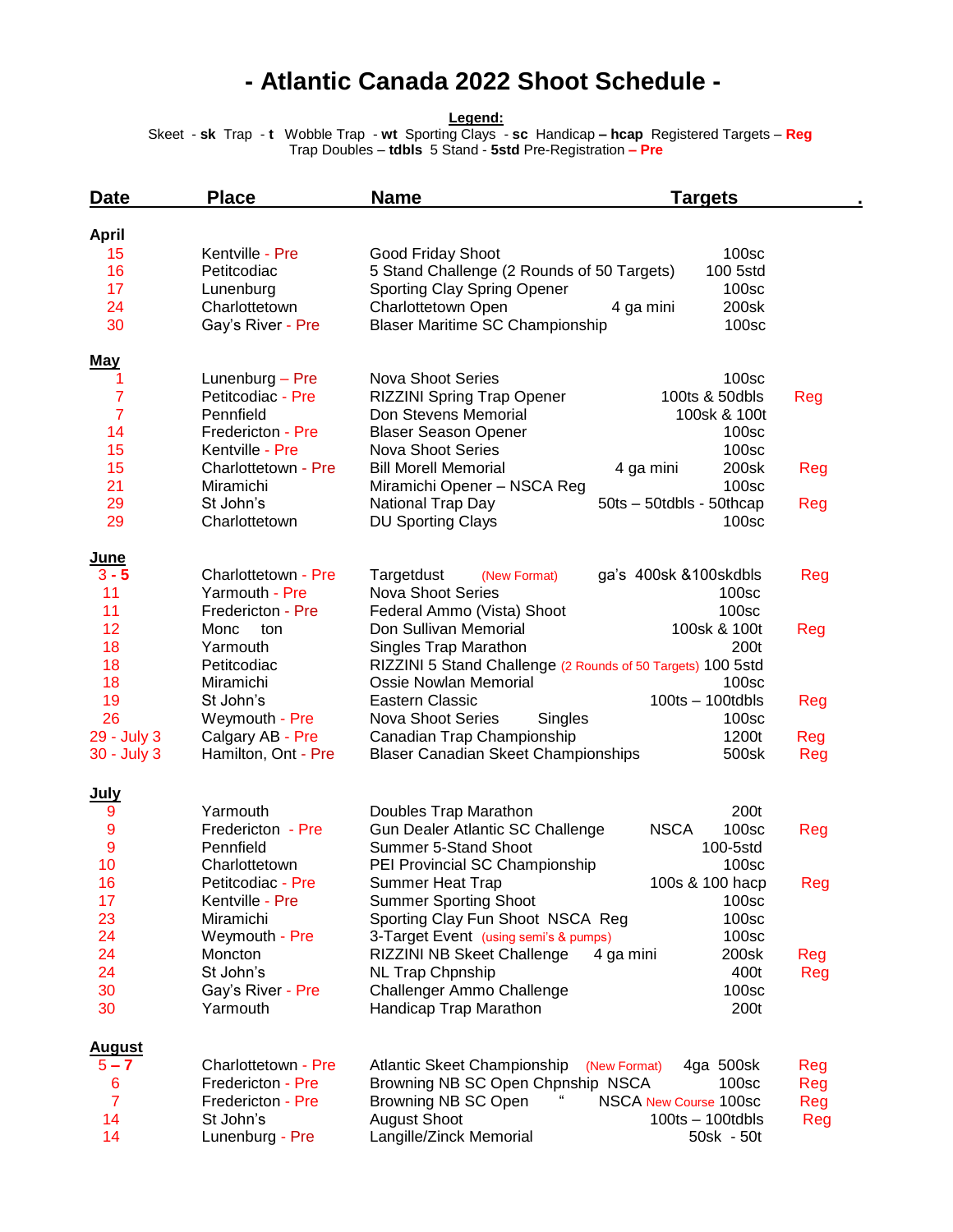# - Atlantic Canada 2022 Shoot Schedule -

**Legend:**

Skeet - **sk** Trap - **t** Wobble Trap - **wt** Sporting Clays - **sc** Handicap **– hcap** Registered Targets – **Reg**
Trap Doubles – **tdbls** 5 Stand - **5std** Pre-Registration **– Pre**

| Date | Place | Name | | Targets | |
|---|---|---|---|---|---|
| **April** | | | | | |
| 15 | Kentville - Pre | Good Friday Shoot | | 100sc | |
| 16 | Petitcodiac | 5 Stand Challenge (2 Rounds of 50 Targets) | | 100 5std | |
| 17 | Lunenburg | Sporting Clay Spring Opener | | 100sc | |
| 24 | Charlottetown | Charlottetown Open | 4 ga mini | 200sk | |
| 30 | Gay's River - Pre | Blaser Maritime SC Championship | | 100sc | |
| **May** | | | | | |
| 1 | Lunenburg – Pre | Nova Shoot Series | | 100sc | |
| 7 | Petitcodiac - Pre | RIZZINI Spring Trap Opener | | 100ts & 50dbls | Reg |
| 7 | Pennfield | Don Stevens Memorial | | 100sk & 100t | |
| 14 | Fredericton - Pre | Blaser Season Opener | | 100sc | |
| 15 | Kentville - Pre | Nova Shoot Series | | 100sc | |
| 15 | Charlottetown - Pre | Bill Morell Memorial | 4 ga mini | 200sk | Reg |
| 21 | Miramichi | Miramichi Opener – NSCA Reg | | 100sc | |
| 29 | St John's | National Trap Day | | 50ts – 50tdbls - 50thcap | Reg |
| 29 | Charlottetown | DU Sporting Clays | | 100sc | |
| **June** | | | | | |
| **3 - 5** | Charlottetown - Pre | Targetdust (New Format) | | ga's 400sk &100skdbls | Reg |
| 11 | Yarmouth - Pre | Nova Shoot Series | | 100sc | |
| 11 | Fredericton - Pre | Federal Ammo (Vista) Shoot | | 100sc | |
| 12 | Monc ton | Don Sullivan Memorial | | 100sk & 100t | Reg |
| 18 | Yarmouth | Singles Trap Marathon | | 200t | |
| 18 | Petitcodiac | RIZZINI 5 Stand Challenge (2 Rounds of 50 Targets) | | 100 5std | |
| 18 | Miramichi | Ossie Nowlan Memorial | | 100sc | |
| 19 | St John's | Eastern Classic | | 100ts – 100tdbls | Reg |
| 26 | Weymouth - Pre | Nova Shoot Series | Singles | 100sc | |
| 29 - July 3 | Calgary AB - Pre | Canadian Trap Championship | | 1200t | Reg |
| 30 - July 3 | Hamilton, Ont - Pre | Blaser Canadian Skeet Championships | | 500sk | Reg |
| **July** | | | | | |
| 9 | Yarmouth | Doubles Trap Marathon | | 200t | |
| 9 | Fredericton - Pre | Gun Dealer Atlantic SC Challenge | NSCA | 100sc | Reg |
| 9 | Pennfield | Summer 5-Stand Shoot | | 100-5std | |
| 10 | Charlottetown | PEI Provincial SC Championship | | 100sc | |
| 16 | Petitcodiac - Pre | Summer Heat Trap | | 100s & 100 hacp | Reg |
| 17 | Kentville - Pre | Summer Sporting Shoot | | 100sc | |
| 23 | Miramichi | Sporting Clay Fun Shoot NSCA Reg | | 100sc | |
| 24 | Weymouth - Pre | 3-Target Event (using semi's & pumps) | | 100sc | |
| 24 | Moncton | RIZZINI NB Skeet Challenge | 4 ga mini | 200sk | Reg |
| 24 | St John's | NL Trap Chpnship | | 400t | Reg |
| 30 | Gay's River - Pre | Challenger Ammo Challenge | | 100sc | |
| 30 | Yarmouth | Handicap Trap Marathon | | 200t | |
| **August** | | | | | |
| **5 – 7** | Charlottetown - Pre | Atlantic Skeet Championship (New Format) | | 4ga 500sk | Reg |
| 6 | Fredericton - Pre | Browning NB SC Open Chpnship NSCA | | 100sc | Reg |
| 7 | Fredericton - Pre | Browning NB SC Open " | NSCA New Course | 100sc | Reg |
| 14 | St John's | August Shoot | | 100ts – 100tdbls | Reg |
| 14 | Lunenburg - Pre | Langille/Zinck Memorial | | 50sk - 50t | |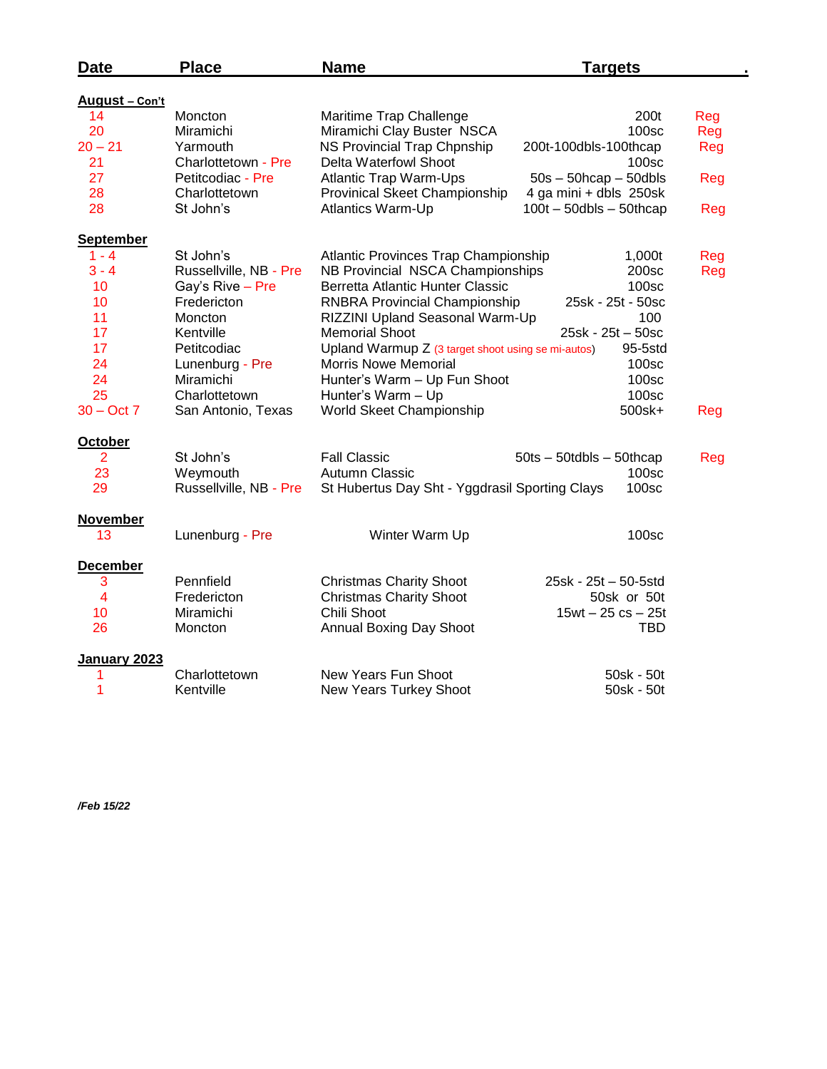| Date | Place | Name | Targets | . |
|---|---|---|---|---|
| **August – Con't** | | | | |
| 14 | Moncton | Maritime Trap Challenge | 200t | Reg |
| 20 | Miramichi | Miramichi Clay Buster NSCA | 100sc | Reg |
| 20 – 21 | Yarmouth | NS Provincial Trap Chpnship | 200t-100dbls-100thcap | Reg |
| 21 | Charlottetown - Pre | Delta Waterfowl Shoot | 100sc | |
| 27 | Petitcodiac - Pre | Atlantic Trap Warm-Ups | 50s – 50hcap – 50dbls | Reg |
| 28 | Charlottetown | Provincial Skeet Championship | 4 ga mini + dbls 250sk | |
| 28 | St John's | Atlantics Warm-Up | 100t – 50dbls – 50thcap | Reg |
| **September** | | | | |
| 1 - 4 | St John's | Atlantic Provinces Trap Championship | 1,000t | Reg |
| 3 - 4 | Russellville, NB - Pre | NB Provincial NSCA Championships | 200sc | Reg |
| 10 | Gay's Rive – Pre | Berretta Atlantic Hunter Classic | 100sc | |
| 10 | Fredericton | RNBRA Provincial Championship | 25sk - 25t - 50sc | |
| 11 | Moncton | RIZZINI Upland Seasonal Warm-Up | 100 | |
| 17 | Kentville | Memorial Shoot | 25sk - 25t – 50sc | |
| 17 | Petitcodiac | Upland Warmup Z (3 target shoot using se mi-autos) | 95-5std | |
| 24 | Lunenburg - Pre | Morris Nowe Memorial | 100sc | |
| 24 | Miramichi | Hunter's Warm – Up Fun Shoot | 100sc | |
| 25 | Charlottetown | Hunter's Warm – Up | 100sc | |
| 30 – Oct 7 | San Antonio, Texas | World Skeet Championship | 500sk+ | Reg |
| **October** | | | | |
| 2 | St John's | Fall Classic | 50ts – 50tdbls – 50thcap | Reg |
| 23 | Weymouth | Autumn Classic | 100sc | |
| 29 | Russellville, NB - Pre | St Hubertus Day Sht - Yggdrasil Sporting Clays | 100sc | |
| **November** | | | | |
| 13 | Lunenburg - Pre | Winter Warm Up | 100sc | |
| **December** | | | | |
| 3 | Pennfield | Christmas Charity Shoot | 25sk - 25t – 50-5std | |
| 4 | Fredericton | Christmas Charity Shoot | 50sk or 50t | |
| 10 | Miramichi | Chili Shoot | 15wt – 25 cs – 25t | |
| 26 | Moncton | Annual Boxing Day Shoot | TBD | |
| **January 2023** | | | | |
| 1 | Charlottetown | New Years Fun Shoot | 50sk - 50t | |
| 1 | Kentville | New Years Turkey Shoot | 50sk - 50t | |

*/Feb 15/22*